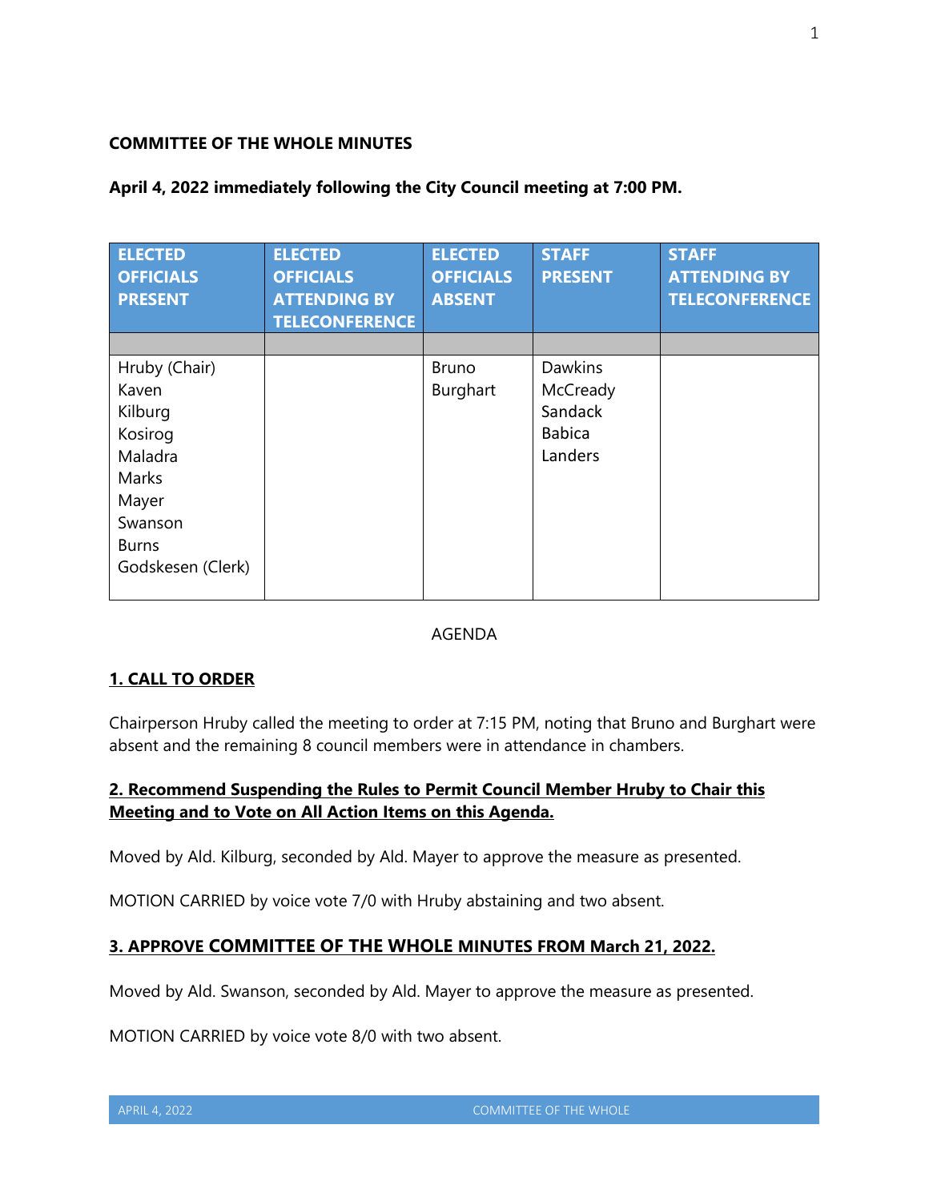**COMMITTEE OF THE WHOLE MINUTES**

**April 4, 2022 immediately following the City Council meeting at 7:00 PM.**

| ELECTED OFFICIALS PRESENT | ELECTED OFFICIALS ATTENDING BY TELECONFERENCE | ELECTED OFFICIALS ABSENT | STAFF PRESENT | STAFF ATTENDING BY TELECONFERENCE |
|---|---|---|---|---|
| | | | | |
| Hruby (Chair)<br>Kaven<br>Kilburg<br>Kosirog<br>Maladra<br>Marks<br>Mayer<br>Swanson<br>Burns<br>Godskesen (Clerk) | | Bruno<br>Burghart | Dawkins<br>McCready<br>Sandack<br>Babica<br>Landers | |

AGENDA

## 1. CALL TO ORDER

Chairperson Hruby called the meeting to order at 7:15 PM, noting that Bruno and Burghart were absent and the remaining 8 council members were in attendance in chambers.

## 2. Recommend Suspending the Rules to Permit Council Member Hruby to Chair this Meeting and to Vote on All Action Items on this Agenda.

Moved by Ald. Kilburg, seconded by Ald. Mayer to approve the measure as presented.

MOTION CARRIED by voice vote 7/0 with Hruby abstaining and two absent.

## 3. APPROVE COMMITTEE OF THE WHOLE MINUTES FROM March 21, 2022.

Moved by Ald. Swanson, seconded by Ald. Mayer to approve the measure as presented.

MOTION CARRIED by voice vote 8/0 with two absent.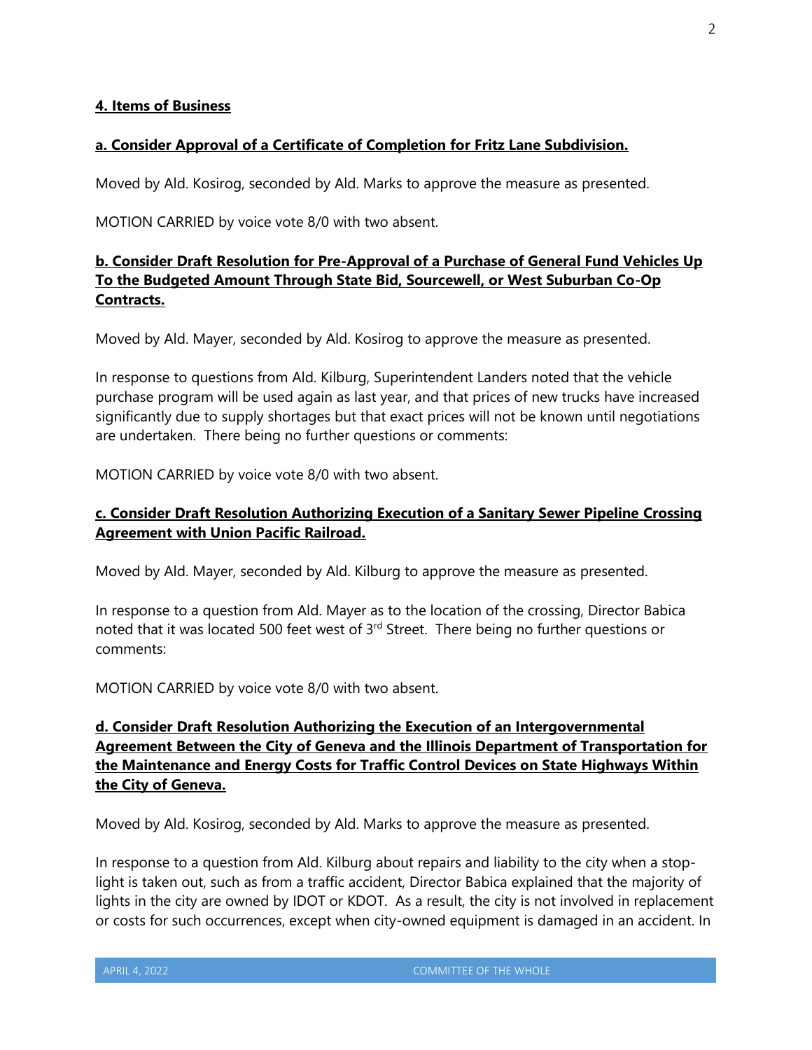## 4. Items of Business

### a. Consider Approval of a Certificate of Completion for Fritz Lane Subdivision.

Moved by Ald. Kosirog, seconded by Ald. Marks to approve the measure as presented.

MOTION CARRIED by voice vote 8/0 with two absent.

### b. Consider Draft Resolution for Pre-Approval of a Purchase of General Fund Vehicles Up To the Budgeted Amount Through State Bid, Sourcewell, or West Suburban Co-Op Contracts.

Moved by Ald. Mayer, seconded by Ald. Kosirog to approve the measure as presented.

In response to questions from Ald. Kilburg, Superintendent Landers noted that the vehicle purchase program will be used again as last year, and that prices of new trucks have increased significantly due to supply shortages but that exact prices will not be known until negotiations are undertaken. There being no further questions or comments:

MOTION CARRIED by voice vote 8/0 with two absent.

### c. Consider Draft Resolution Authorizing Execution of a Sanitary Sewer Pipeline Crossing Agreement with Union Pacific Railroad.

Moved by Ald. Mayer, seconded by Ald. Kilburg to approve the measure as presented.

In response to a question from Ald. Mayer as to the location of the crossing, Director Babica noted that it was located 500 feet west of 3rd Street. There being no further questions or comments:

MOTION CARRIED by voice vote 8/0 with two absent.

### d. Consider Draft Resolution Authorizing the Execution of an Intergovernmental Agreement Between the City of Geneva and the Illinois Department of Transportation for the Maintenance and Energy Costs for Traffic Control Devices on State Highways Within the City of Geneva.

Moved by Ald. Kosirog, seconded by Ald. Marks to approve the measure as presented.

In response to a question from Ald. Kilburg about repairs and liability to the city when a stop-light is taken out, such as from a traffic accident, Director Babica explained that the majority of lights in the city are owned by IDOT or KDOT. As a result, the city is not involved in replacement or costs for such occurrences, except when city-owned equipment is damaged in an accident. In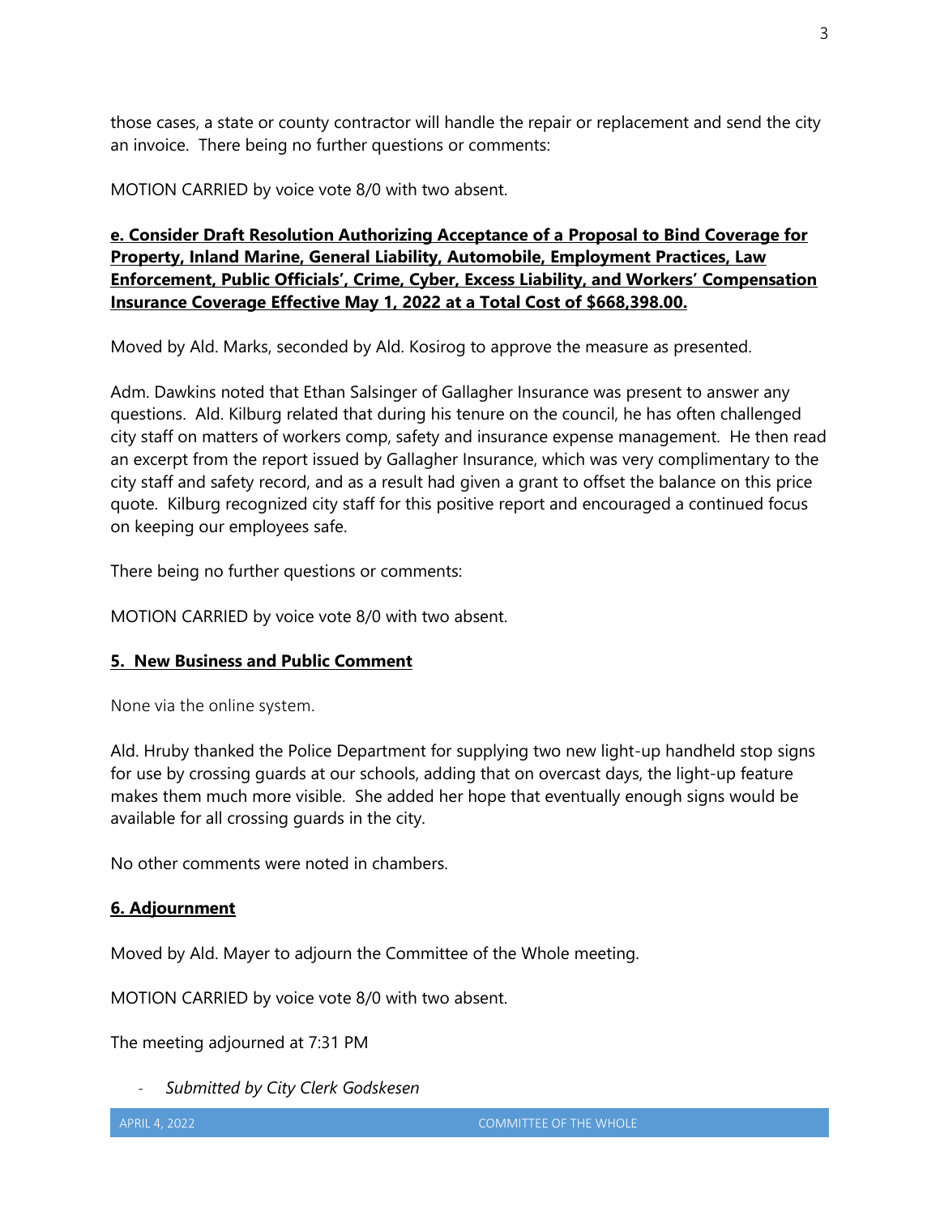those cases, a state or county contractor will handle the repair or replacement and send the city an invoice. There being no further questions or comments:

MOTION CARRIED by voice vote 8/0 with two absent.

**e. Consider Draft Resolution Authorizing Acceptance of a Proposal to Bind Coverage for Property, Inland Marine, General Liability, Automobile, Employment Practices, Law Enforcement, Public Officials', Crime, Cyber, Excess Liability, and Workers' Compensation Insurance Coverage Effective May 1, 2022 at a Total Cost of $668,398.00.**

Moved by Ald. Marks, seconded by Ald. Kosirog to approve the measure as presented.

Adm. Dawkins noted that Ethan Salsinger of Gallagher Insurance was present to answer any questions. Ald. Kilburg related that during his tenure on the council, he has often challenged city staff on matters of workers comp, safety and insurance expense management. He then read an excerpt from the report issued by Gallagher Insurance, which was very complimentary to the city staff and safety record, and as a result had given a grant to offset the balance on this price quote. Kilburg recognized city staff for this positive report and encouraged a continued focus on keeping our employees safe.

There being no further questions or comments:

MOTION CARRIED by voice vote 8/0 with two absent.

## 5. New Business and Public Comment

None via the online system.

Ald. Hruby thanked the Police Department for supplying two new light-up handheld stop signs for use by crossing guards at our schools, adding that on overcast days, the light-up feature makes them much more visible. She added her hope that eventually enough signs would be available for all crossing guards in the city.

No other comments were noted in chambers.

## 6. Adjournment

Moved by Ald. Mayer to adjourn the Committee of the Whole meeting.

MOTION CARRIED by voice vote 8/0 with two absent.

The meeting adjourned at 7:31 PM

- *Submitted by City Clerk Godskesen*